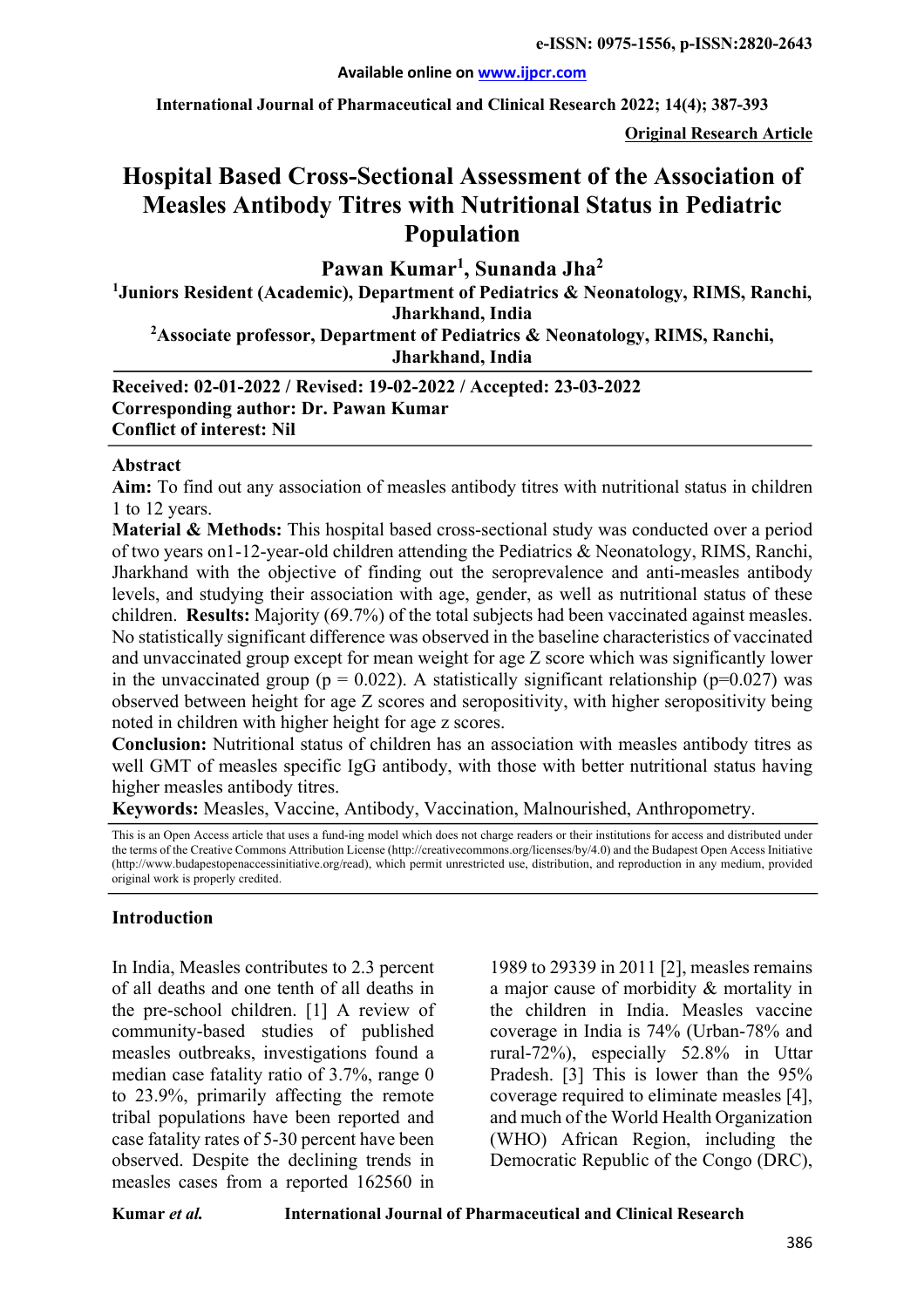**Original Research Article**

# Hospital Based Cross-Sectional Assessment of the Association of Measles Antibody Titres with Nutritional Status in Pediatric Population

**Pawan Kumar[1], Sunanda Jha[2]**

[1]Juniors Resident (Academic), Department of Pediatrics & Neonatology, RIMS, Ranchi, Jharkhand, India

[2]Associate professor, Department of Pediatrics & Neonatology, RIMS, Ranchi, Jharkhand, India

**Received: 02-01-2022 / Revised: 19-02-2022 / Accepted: 23-03-2022**
**Corresponding author: Dr. Pawan Kumar**
**Conflict of interest: Nil**

## Abstract

**Aim:** To find out any association of measles antibody titres with nutritional status in children 1 to 12 years.

**Material & Methods:** This hospital based cross-sectional study was conducted over a period of two years on1-12-year-old children attending the Pediatrics & Neonatology, RIMS, Ranchi, Jharkhand with the objective of finding out the seroprevalence and anti-measles antibody levels, and studying their association with age, gender, as well as nutritional status of these children. **Results:** Majority (69.7%) of the total subjects had been vaccinated against measles. No statistically significant difference was observed in the baseline characteristics of vaccinated and unvaccinated group except for mean weight for age Z score which was significantly lower in the unvaccinated group ($p = 0.022$). A statistically significant relationship ($p=0.027$) was observed between height for age Z scores and seropositivity, with higher seropositivity being noted in children with higher height for age z scores.

**Conclusion:** Nutritional status of children has an association with measles antibody titres as well GMT of measles specific IgG antibody, with those with better nutritional status having higher measles antibody titres.

**Keywords:** Measles, Vaccine, Antibody, Vaccination, Malnourished, Anthropometry.

This is an Open Access article that uses a fund-ing model which does not charge readers or their institutions for access and distributed under the terms of the Creative Commons Attribution License (http://creativecommons.org/licenses/by/4.0) and the Budapest Open Access Initiative (http://www.budapestopenaccessinitiative.org/read), which permit unrestricted use, distribution, and reproduction in any medium, provided original work is properly credited.

## Introduction

In India, Measles contributes to 2.3 percent of all deaths and one tenth of all deaths in the pre-school children. [1] A review of community-based studies of published measles outbreaks, investigations found a median case fatality ratio of 3.7%, range 0 to 23.9%, primarily affecting the remote tribal populations have been reported and case fatality rates of 5-30 percent have been observed. Despite the declining trends in measles cases from a reported 162560 in 1989 to 29339 in 2011 [2], measles remains a major cause of morbidity & mortality in the children in India. Measles vaccine coverage in India is 74% (Urban-78% and rural-72%), especially 52.8% in Uttar Pradesh. [3] This is lower than the 95% coverage required to eliminate measles [4], and much of the World Health Organization (WHO) African Region, including the Democratic Republic of the Congo (DRC),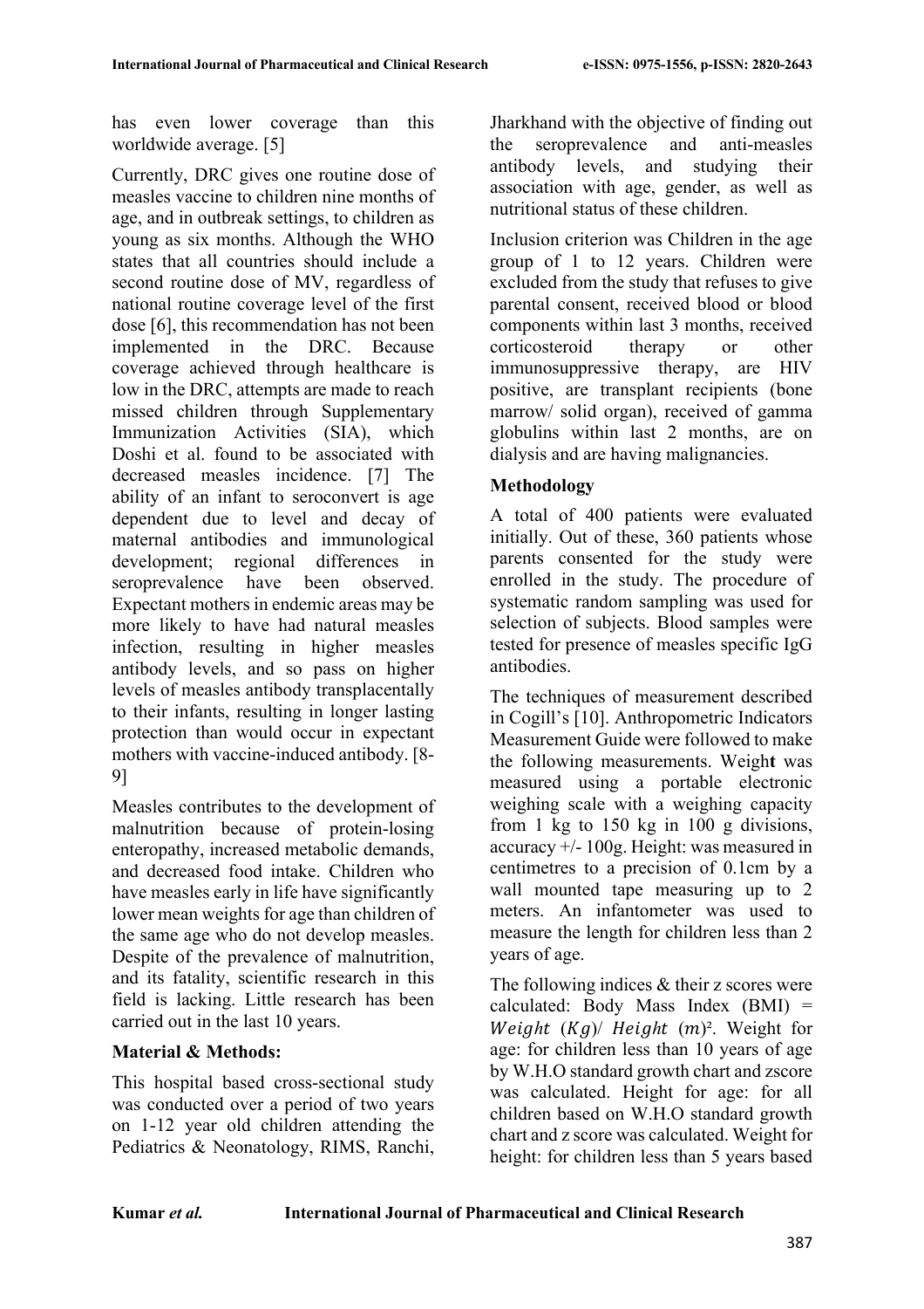has even lower coverage than this worldwide average. [5]

Currently, DRC gives one routine dose of measles vaccine to children nine months of age, and in outbreak settings, to children as young as six months. Although the WHO states that all countries should include a second routine dose of MV, regardless of national routine coverage level of the first dose [6], this recommendation has not been implemented in the DRC. Because coverage achieved through healthcare is low in the DRC, attempts are made to reach missed children through Supplementary Immunization Activities (SIA), which Doshi et al. found to be associated with decreased measles incidence. [7] The ability of an infant to seroconvert is age dependent due to level and decay of maternal antibodies and immunological development; regional differences in seroprevalence have been observed. Expectant mothers in endemic areas may be more likely to have had natural measles infection, resulting in higher measles antibody levels, and so pass on higher levels of measles antibody transplacentally to their infants, resulting in longer lasting protection than would occur in expectant mothers with vaccine-induced antibody. [8-9]

Measles contributes to the development of malnutrition because of protein-losing enteropathy, increased metabolic demands, and decreased food intake. Children who have measles early in life have significantly lower mean weights for age than children of the same age who do not develop measles. Despite of the prevalence of malnutrition, and its fatality, scientific research in this field is lacking. Little research has been carried out in the last 10 years.

## Material & Methods:

This hospital based cross-sectional study was conducted over a period of two years on 1-12 year old children attending the Pediatrics & Neonatology, RIMS, Ranchi, Jharkhand with the objective of finding out the seroprevalence and anti-measles antibody levels, and studying their association with age, gender, as well as nutritional status of these children.

Inclusion criterion was Children in the age group of 1 to 12 years. Children were excluded from the study that refuses to give parental consent, received blood or blood components within last 3 months, received corticosteroid therapy or other immunosuppressive therapy, are HIV positive, are transplant recipients (bone marrow/ solid organ), received of gamma globulins within last 2 months, are on dialysis and are having malignancies.

### Methodology

A total of 400 patients were evaluated initially. Out of these, 360 patients whose parents consented for the study were enrolled in the study. The procedure of systematic random sampling was used for selection of subjects. Blood samples were tested for presence of measles specific IgG antibodies.

The techniques of measurement described in Cogill's [10]. Anthropometric Indicators Measurement Guide were followed to make the following measurements. Weight was measured using a portable electronic weighing scale with a weighing capacity from 1 kg to 150 kg in 100 g divisions, accuracy +/- 100g. Height: was measured in centimetres to a precision of 0.1cm by a wall mounted tape measuring up to 2 meters. An infantometer was used to measure the length for children less than 2 years of age.

The following indices & their z scores were calculated: Body Mass Index (BMI) = $Weight\ (Kg) / Height\ (m)^2$. Weight for age: for children less than 10 years of age by W.H.O standard growth chart and zscore was calculated. Height for age: for all children based on W.H.O standard growth chart and z score was calculated. Weight for height: for children less than 5 years based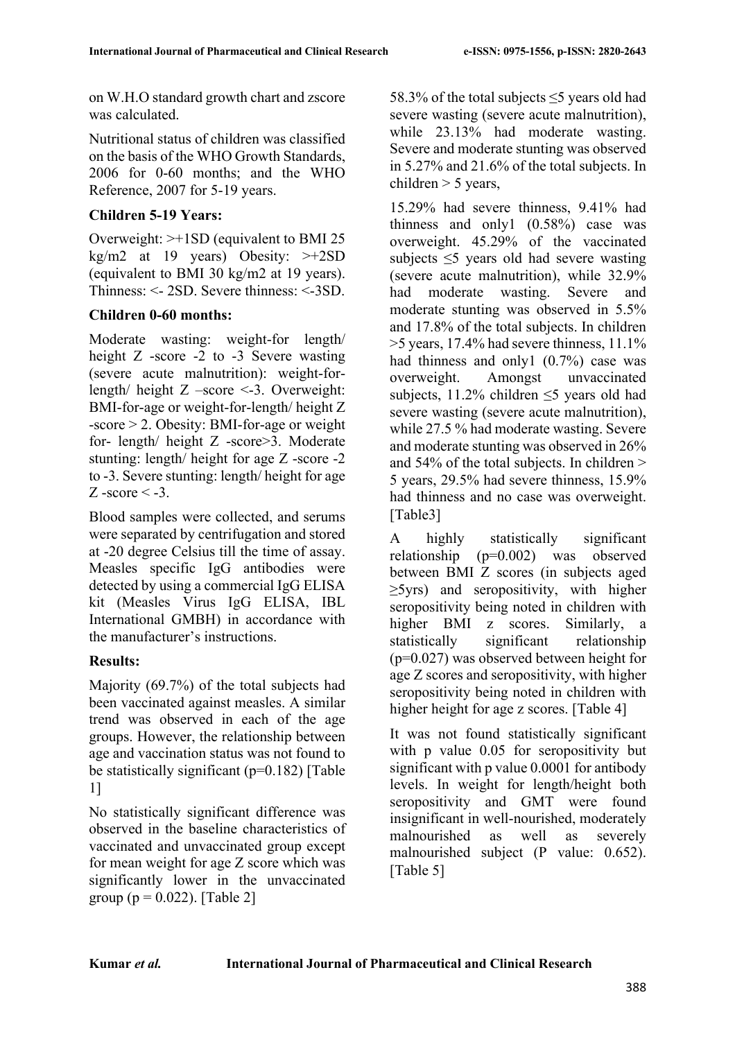on W.H.O standard growth chart and zscore was calculated.

Nutritional status of children was classified on the basis of the WHO Growth Standards, 2006 for 0-60 months; and the WHO Reference, 2007 for 5-19 years.

**Children 5-19 Years:**

Overweight: >+1SD (equivalent to BMI 25 kg/m2 at 19 years) Obesity: >+2SD (equivalent to BMI 30 kg/m2 at 19 years). Thinness: <- 2SD. Severe thinness: <-3SD.

**Children 0-60 months:**

Moderate wasting: weight-for length/ height Z -score -2 to -3 Severe wasting (severe acute malnutrition): weight-for-length/ height Z –score <-3. Overweight: BMI-for-age or weight-for-length/ height Z -score > 2. Obesity: BMI-for-age or weight for- length/ height Z -score>3. Moderate stunting: length/ height for age Z -score -2 to -3. Severe stunting: length/ height for age Z -score < -3.

Blood samples were collected, and serums were separated by centrifugation and stored at -20 degree Celsius till the time of assay. Measles specific IgG antibodies were detected by using a commercial IgG ELISA kit (Measles Virus IgG ELISA, IBL International GMBH) in accordance with the manufacturer's instructions.

**Results:**

Majority (69.7%) of the total subjects had been vaccinated against measles. A similar trend was observed in each of the age groups. However, the relationship between age and vaccination status was not found to be statistically significant (p=0.182) [Table 1]

No statistically significant difference was observed in the baseline characteristics of vaccinated and unvaccinated group except for mean weight for age Z score which was significantly lower in the unvaccinated group (p = 0.022). [Table 2]

58.3% of the total subjects ≤5 years old had severe wasting (severe acute malnutrition), while 23.13% had moderate wasting. Severe and moderate stunting was observed in 5.27% and 21.6% of the total subjects. In children > 5 years,

15.29% had severe thinness, 9.41% had thinness and only1 (0.58%) case was overweight. 45.29% of the vaccinated subjects ≤5 years old had severe wasting (severe acute malnutrition), while 32.9% had moderate wasting. Severe and moderate stunting was observed in 5.5% and 17.8% of the total subjects. In children >5 years, 17.4% had severe thinness, 11.1% had thinness and only1 (0.7%) case was overweight. Amongst unvaccinated subjects, 11.2% children ≤5 years old had severe wasting (severe acute malnutrition), while 27.5 % had moderate wasting. Severe and moderate stunting was observed in 26% and 54% of the total subjects. In children > 5 years, 29.5% had severe thinness, 15.9% had thinness and no case was overweight. [Table3]

A highly statistically significant relationship (p=0.002) was observed between BMI Z scores (in subjects aged ≥5yrs) and seropositivity, with higher seropositivity being noted in children with higher BMI z scores. Similarly, a statistically significant relationship (p=0.027) was observed between height for age Z scores and seropositivity, with higher seropositivity being noted in children with higher height for age z scores. [Table 4]

It was not found statistically significant with p value 0.05 for seropositivity but significant with p value 0.0001 for antibody levels. In weight for length/height both seropositivity and GMT were found insignificant in well-nourished, moderately malnourished as well as severely malnourished subject (P value: 0.652). [Table 5]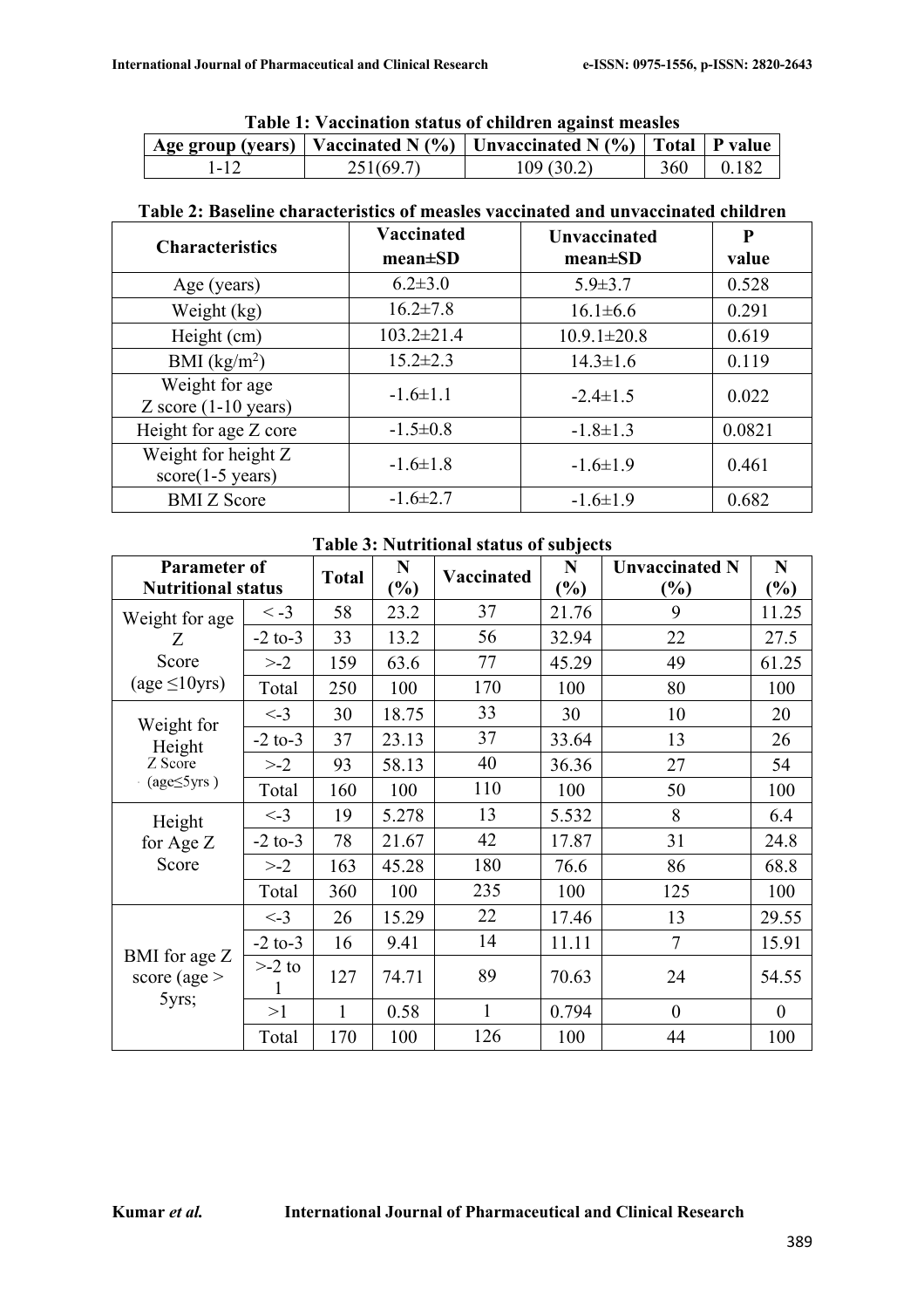**Table 1: Vaccination status of children against measles**

| Age group (years) | Vaccinated N (%) | Unvaccinated N (%) | Total | P value |
|---|---|---|---|---|
| 1-12 | 251(69.7) | 109 (30.2) | 360 | 0.182 |

**Table 2: Baseline characteristics of measles vaccinated and unvaccinated children**

| Characteristics | Vaccinated mean±SD | Unvaccinated mean±SD | P value |
|---|---|---|---|
| Age (years) | 6.2±3.0 | 5.9±3.7 | 0.528 |
| Weight (kg) | 16.2±7.8 | 16.1±6.6 | 0.291 |
| Height (cm) | 103.2±21.4 | 10.9.1±20.8 | 0.619 |
| BMI ($kg/m^2$) | 15.2±2.3 | 14.3±1.6 | 0.119 |
| Weight for age Z score (1-10 years) | -1.6±1.1 | -2.4±1.5 | 0.022 |
| Height for age Z core | -1.5±0.8 | -1.8±1.3 | 0.0821 |
| Weight for height Z score(1-5 years) | -1.6±1.8 | -1.6±1.9 | 0.461 |
| BMI Z Score | -1.6±2.7 | -1.6±1.9 | 0.682 |

**Table 3: Nutritional status of subjects**

| Parameter of Nutritional status | | Total | N (%) | Vaccinated | N (%) | Unvaccinated N (%) | N (%) |
|---|---|---|---|---|---|---|---|
| Weight for age Z Score (age ≤10yrs) | < -3 | 58 | 23.2 | 37 | 21.76 | 9 | 11.25 |
| | -2 to-3 | 33 | 13.2 | 56 | 32.94 | 22 | 27.5 |
| | >-2 | 159 | 63.6 | 77 | 45.29 | 49 | 61.25 |
| | Total | 250 | 100 | 170 | 100 | 80 | 100 |
| Weight for Height Z Score (age≤5yrs ) | <-3 | 30 | 18.75 | 33 | 30 | 10 | 20 |
| | -2 to-3 | 37 | 23.13 | 37 | 33.64 | 13 | 26 |
| | >-2 | 93 | 58.13 | 40 | 36.36 | 27 | 54 |
| | Total | 160 | 100 | 110 | 100 | 50 | 100 |
| Height for Age Z Score | <-3 | 19 | 5.278 | 13 | 5.532 | 8 | 6.4 |
| | -2 to-3 | 78 | 21.67 | 42 | 17.87 | 31 | 24.8 |
| | >-2 | 163 | 45.28 | 180 | 76.6 | 86 | 68.8 |
| | Total | 360 | 100 | 235 | 100 | 125 | 100 |
| BMI for age Z score (age > 5yrs; | <-3 | 26 | 15.29 | 22 | 17.46 | 13 | 29.55 |
| | -2 to-3 | 16 | 9.41 | 14 | 11.11 | 7 | 15.91 |
| | >-2 to 1 | 127 | 74.71 | 89 | 70.63 | 24 | 54.55 |
| | >1 | 1 | 0.58 | 1 | 0.794 | 0 | 0 |
| | Total | 170 | 100 | 126 | 100 | 44 | 100 |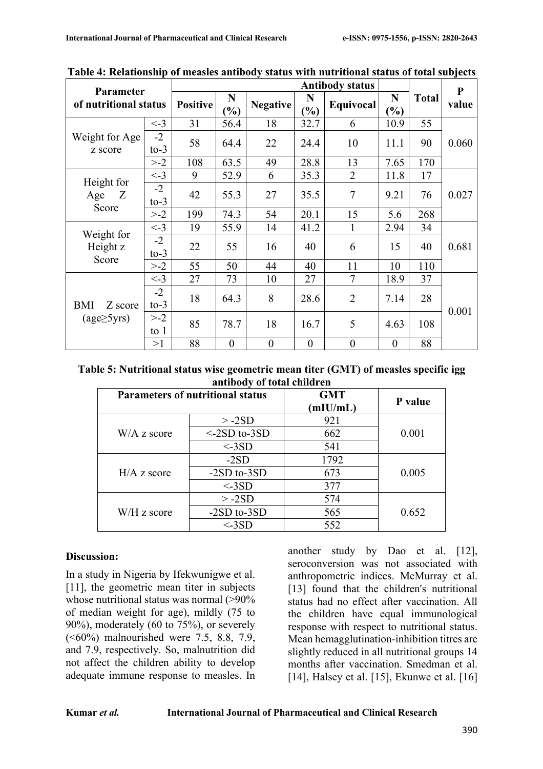**Table 4: Relationship of measles antibody status with nutritional status of total subjects**

| Parameter of nutritional status | | Antibody status | | | | | | Total | P value |
|---|---|---|---|---|---|---|---|---|---|
| | | Positive | N (%) | Negative | N (%) | Equivocal | N (%) | | |
| Weight for Age z score | <-3 | 31 | 56.4 | 18 | 32.7 | 6 | 10.9 | 55 | 0.060 |
| | -2 to-3 | 58 | 64.4 | 22 | 24.4 | 10 | 11.1 | 90 | |
| | >-2 | 108 | 63.5 | 49 | 28.8 | 13 | 7.65 | 170 | |
| Height for Age Z Score | <-3 | 9 | 52.9 | 6 | 35.3 | 2 | 11.8 | 17 | 0.027 |
| | -2 to-3 | 42 | 55.3 | 27 | 35.5 | 7 | 9.21 | 76 | |
| | >-2 | 199 | 74.3 | 54 | 20.1 | 15 | 5.6 | 268 | |
| Weight for Height z Score | <-3 | 19 | 55.9 | 14 | 41.2 | 1 | 2.94 | 34 | 0.681 |
| | -2 to-3 | 22 | 55 | 16 | 40 | 6 | 15 | 40 | |
| | >-2 | 55 | 50 | 44 | 40 | 11 | 10 | 110 | |
| BMI Z score (age≥5yrs) | <-3 | 27 | 73 | 10 | 27 | 7 | 18.9 | 37 | 0.001 |
| | -2 to-3 | 18 | 64.3 | 8 | 28.6 | 2 | 7.14 | 28 | |
| | >-2 to 1 | 85 | 78.7 | 18 | 16.7 | 5 | 4.63 | 108 | |
| | >1 | 88 | 0 | 0 | 0 | 0 | 0 | 88 | |

**Table 5: Nutritional status wise geometric mean titer (GMT) of measles specific igg antibody of total children**

| Parameters of nutritional status | | GMT (mIU/mL) | P value |
|---|---|---|---|
| W/A z score | > -2SD | 921 | 0.001 |
| | <-2SD to-3SD | 662 | |
| | <-3SD | 541 | |
| H/A z score | -2SD | 1792 | 0.005 |
| | -2SD to-3SD | 673 | |
| | <-3SD | 377 | |
| W/H z score | > -2SD | 574 | 0.652 |
| | -2SD to-3SD | 565 | |
| | <-3SD | 552 | |

## Discussion:

In a study in Nigeria by Ifekwunigwe et al. [11], the geometric mean titer in subjects whose nutritional status was normal (>90% of median weight for age), mildly (75 to 90%), moderately (60 to 75%), or severely (<60%) malnourished were 7.5, 8.8, 7.9, and 7.9, respectively. So, malnutrition did not affect the children ability to develop adequate immune response to measles. In another study by Dao et al. [12], seroconversion was not associated with anthropometric indices. McMurray et al. [13] found that the children's nutritional status had no effect after vaccination. All the children have equal immunological response with respect to nutritional status. Mean hemagglutination-inhibition titres are slightly reduced in all nutritional groups 14 months after vaccination. Smedman et al. [14], Halsey et al. [15], Ekunwe et al. [16]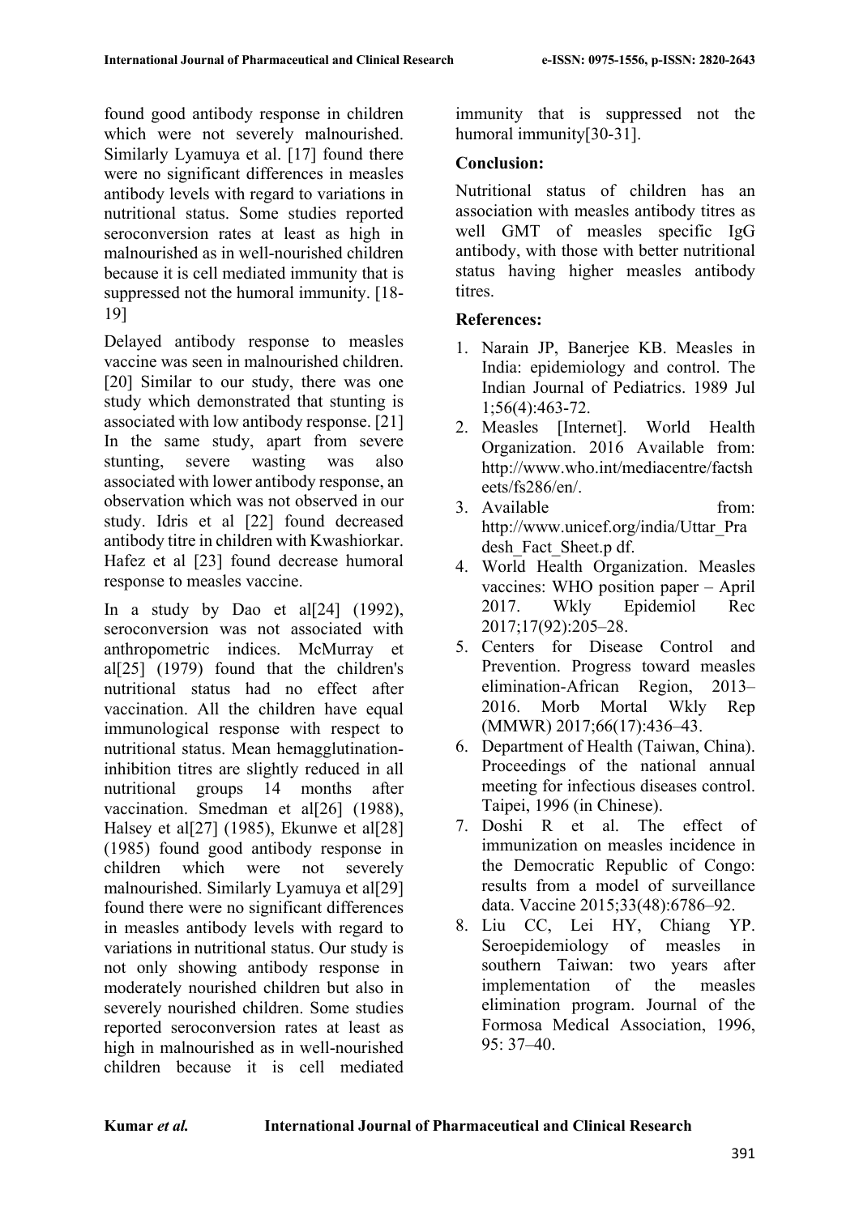found good antibody response in children which were not severely malnourished. Similarly Lyamuya et al. [17] found there were no significant differences in measles antibody levels with regard to variations in nutritional status. Some studies reported seroconversion rates at least as high in malnourished as in well-nourished children because it is cell mediated immunity that is suppressed not the humoral immunity. [18-19]

Delayed antibody response to measles vaccine was seen in malnourished children. [20] Similar to our study, there was one study which demonstrated that stunting is associated with low antibody response. [21] In the same study, apart from severe stunting, severe wasting was also associated with lower antibody response, an observation which was not observed in our study. Idris et al [22] found decreased antibody titre in children with Kwashiorkar. Hafez et al [23] found decrease humoral response to measles vaccine.

In a study by Dao et al[24] (1992), seroconversion was not associated with anthropometric indices. McMurray et al[25] (1979) found that the children's nutritional status had no effect after vaccination. All the children have equal immunological response with respect to nutritional status. Mean hemagglutination-inhibition titres are slightly reduced in all nutritional groups 14 months after vaccination. Smedman et al[26] (1988), Halsey et al[27] (1985), Ekunwe et al[28] (1985) found good antibody response in children which were not severely malnourished. Similarly Lyamuya et al[29] found there were no significant differences in measles antibody levels with regard to variations in nutritional status. Our study is not only showing antibody response in moderately nourished children but also in severely nourished children. Some studies reported seroconversion rates at least as high in malnourished as in well-nourished children because it is cell mediated immunity that is suppressed not the humoral immunity[30-31].

**Conclusion:**

Nutritional status of children has an association with measles antibody titres as well GMT of measles specific IgG antibody, with those with better nutritional status having higher measles antibody titres.

**References:**

1. Narain JP, Banerjee KB. Measles in India: epidemiology and control. The Indian Journal of Pediatrics. 1989 Jul 1;56(4):463-72.
2. Measles [Internet]. World Health Organization. 2016 Available from: http://www.who.int/mediacentre/factsheets/fs286/en/.
3. Available from: http://www.unicef.org/india/Uttar_Pradesh_Fact_Sheet.p df.
4. World Health Organization. Measles vaccines: WHO position paper – April 2017. Wkly Epidemiol Rec 2017;17(92):205–28.
5. Centers for Disease Control and Prevention. Progress toward measles elimination-African Region, 2013–2016. Morb Mortal Wkly Rep (MMWR) 2017;66(17):436–43.
6. Department of Health (Taiwan, China). Proceedings of the national annual meeting for infectious diseases control. Taipei, 1996 (in Chinese).
7. Doshi R et al. The effect of immunization on measles incidence in the Democratic Republic of Congo: results from a model of surveillance data. Vaccine 2015;33(48):6786–92.
8. Liu CC, Lei HY, Chiang YP. Seroepidemiology of measles in southern Taiwan: two years after implementation of the measles elimination program. Journal of the Formosa Medical Association, 1996, 95: 37–40.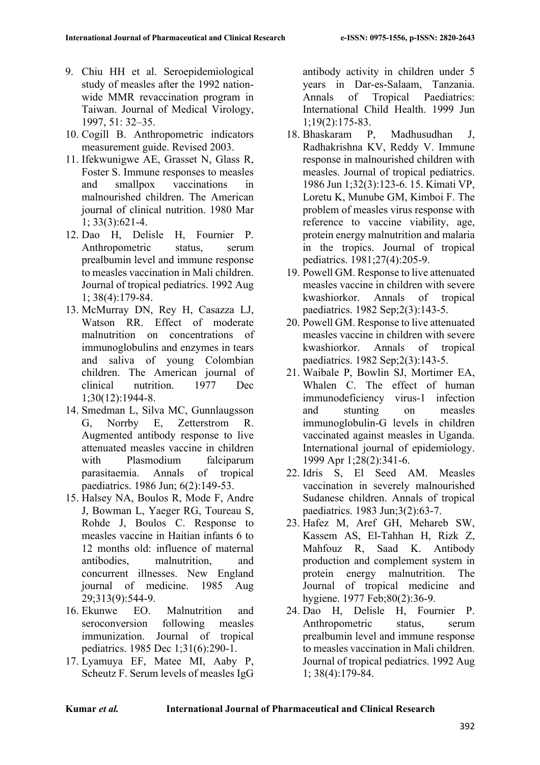9. Chiu HH et al. Seroepidemiological study of measles after the 1992 nation-wide MMR revaccination program in Taiwan. Journal of Medical Virology, 1997, 51: 32–35.
10. Cogill B. Anthropometric indicators measurement guide. Revised 2003.
11. Ifekwunigwe AE, Grasset N, Glass R, Foster S. Immune responses to measles and smallpox vaccinations in malnourished children. The American journal of clinical nutrition. 1980 Mar 1; 33(3):621-4.
12. Dao H, Delisle H, Fournier P. Anthropometric status, serum prealbumin level and immune response to measles vaccination in Mali children. Journal of tropical pediatrics. 1992 Aug 1; 38(4):179-84.
13. McMurray DN, Rey H, Casazza LJ, Watson RR. Effect of moderate malnutrition on concentrations of immunoglobulins and enzymes in tears and saliva of young Colombian children. The American journal of clinical nutrition. 1977 Dec 1;30(12):1944-8.
14. Smedman L, Silva MC, Gunnlaugsson G, Norrby E, Zetterstrom R. Augmented antibody response to live attenuated measles vaccine in children with Plasmodium falciparum parasitaemia. Annals of tropical paediatrics. 1986 Jun; 6(2):149-53.
15. Halsey NA, Boulos R, Mode F, Andre J, Bowman L, Yaeger RG, Toureau S, Rohde J, Boulos C. Response to measles vaccine in Haitian infants 6 to 12 months old: influence of maternal antibodies, malnutrition, and concurrent illnesses. New England journal of medicine. 1985 Aug 29;313(9):544-9.
16. Ekunwe EO. Malnutrition and seroconversion following measles immunization. Journal of tropical pediatrics. 1985 Dec 1;31(6):290-1.
17. Lyamuya EF, Matee MI, Aaby P, Scheutz F. Serum levels of measles IgG antibody activity in children under 5 years in Dar-es-Salaam, Tanzania. Annals of Tropical Paediatrics: International Child Health. 1999 Jun 1;19(2):175-83.
18. Bhaskaram P, Madhusudhan J, Radhakrishna KV, Reddy V. Immune response in malnourished children with measles. Journal of tropical pediatrics. 1986 Jun 1;32(3):123-6. 15. Kimati VP, Loretu K, Munube GM, Kimboi F. The problem of measles virus response with reference to vaccine viability, age, protein energy malnutrition and malaria in the tropics. Journal of tropical pediatrics. 1981;27(4):205-9.
19. Powell GM. Response to live attenuated measles vaccine in children with severe kwashiorkor. Annals of tropical paediatrics. 1982 Sep;2(3):143-5.
20. Powell GM. Response to live attenuated measles vaccine in children with severe kwashiorkor. Annals of tropical paediatrics. 1982 Sep;2(3):143-5.
21. Waibale P, Bowlin SJ, Mortimer EA, Whalen C. The effect of human immunodeficiency virus-1 infection and stunting on measles immunoglobulin-G levels in children vaccinated against measles in Uganda. International journal of epidemiology. 1999 Apr 1;28(2):341-6.
22. Idris S, El Seed AM. Measles vaccination in severely malnourished Sudanese children. Annals of tropical paediatrics. 1983 Jun;3(2):63-7.
23. Hafez M, Aref GH, Mehareb SW, Kassem AS, El-Tahhan H, Rizk Z, Mahfouz R, Saad K. Antibody production and complement system in protein energy malnutrition. The Journal of tropical medicine and hygiene. 1977 Feb;80(2):36-9.
24. Dao H, Delisle H, Fournier P. Anthropometric status, serum prealbumin level and immune response to measles vaccination in Mali children. Journal of tropical pediatrics. 1992 Aug 1; 38(4):179-84.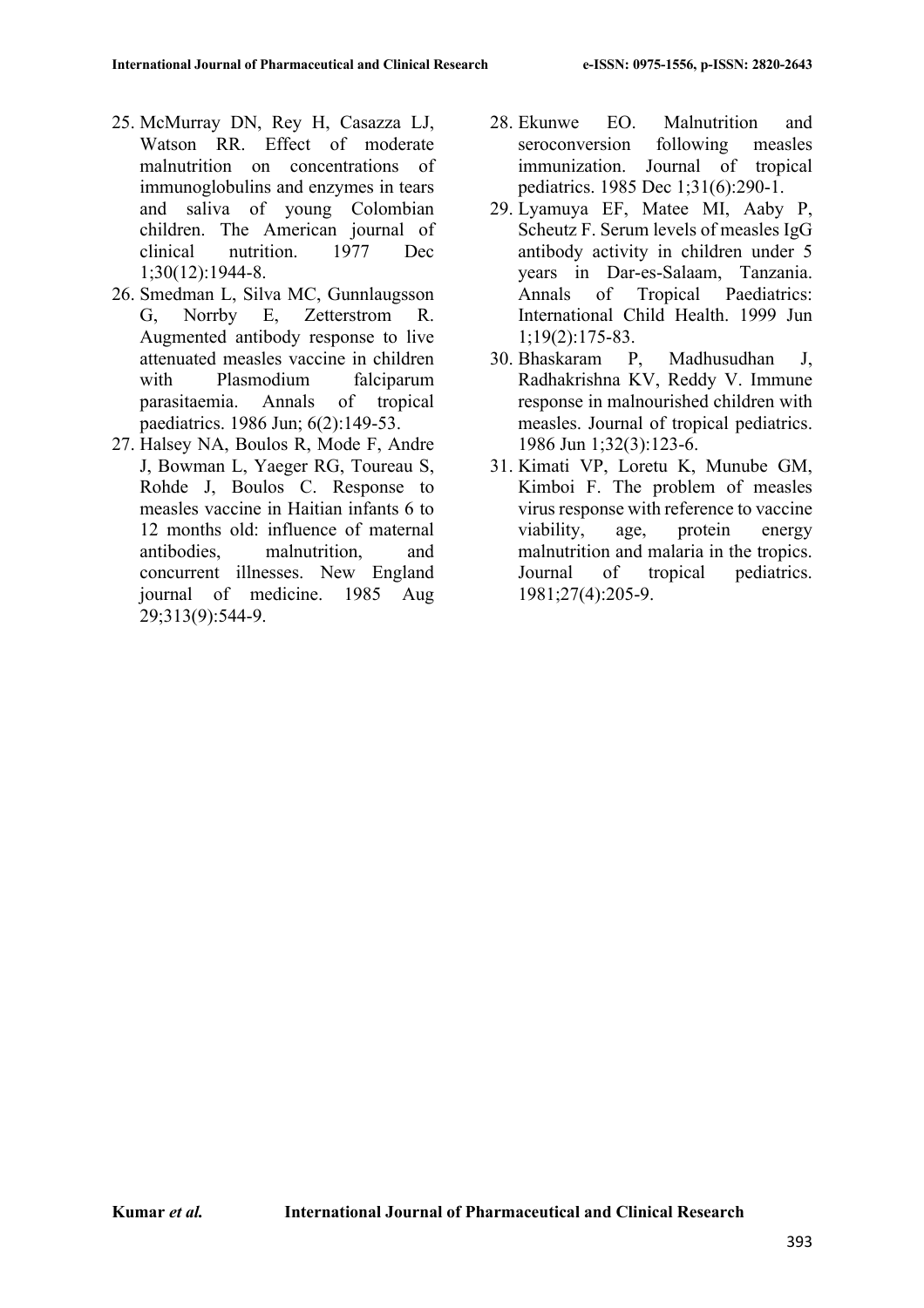25. McMurray DN, Rey H, Casazza LJ, Watson RR. Effect of moderate malnutrition on concentrations of immunoglobulins and enzymes in tears and saliva of young Colombian children. The American journal of clinical nutrition. 1977 Dec 1;30(12):1944-8.
26. Smedman L, Silva MC, Gunnlaugsson G, Norrby E, Zetterstrom R. Augmented antibody response to live attenuated measles vaccine in children with Plasmodium falciparum parasitaemia. Annals of tropical paediatrics. 1986 Jun; 6(2):149-53.
27. Halsey NA, Boulos R, Mode F, Andre J, Bowman L, Yaeger RG, Toureau S, Rohde J, Boulos C. Response to measles vaccine in Haitian infants 6 to 12 months old: influence of maternal antibodies, malnutrition, and concurrent illnesses. New England journal of medicine. 1985 Aug 29;313(9):544-9.
28. Ekunwe EO. Malnutrition and seroconversion following measles immunization. Journal of tropical pediatrics. 1985 Dec 1;31(6):290-1.
29. Lyamuya EF, Matee MI, Aaby P, Scheutz F. Serum levels of measles IgG antibody activity in children under 5 years in Dar-es-Salaam, Tanzania. Annals of Tropical Paediatrics: International Child Health. 1999 Jun 1;19(2):175-83.
30. Bhaskaram P, Madhusudhan J, Radhakrishna KV, Reddy V. Immune response in malnourished children with measles. Journal of tropical pediatrics. 1986 Jun 1;32(3):123-6.
31. Kimati VP, Loretu K, Munube GM, Kimboi F. The problem of measles virus response with reference to vaccine viability, age, protein energy malnutrition and malaria in the tropics. Journal of tropical pediatrics. 1981;27(4):205-9.